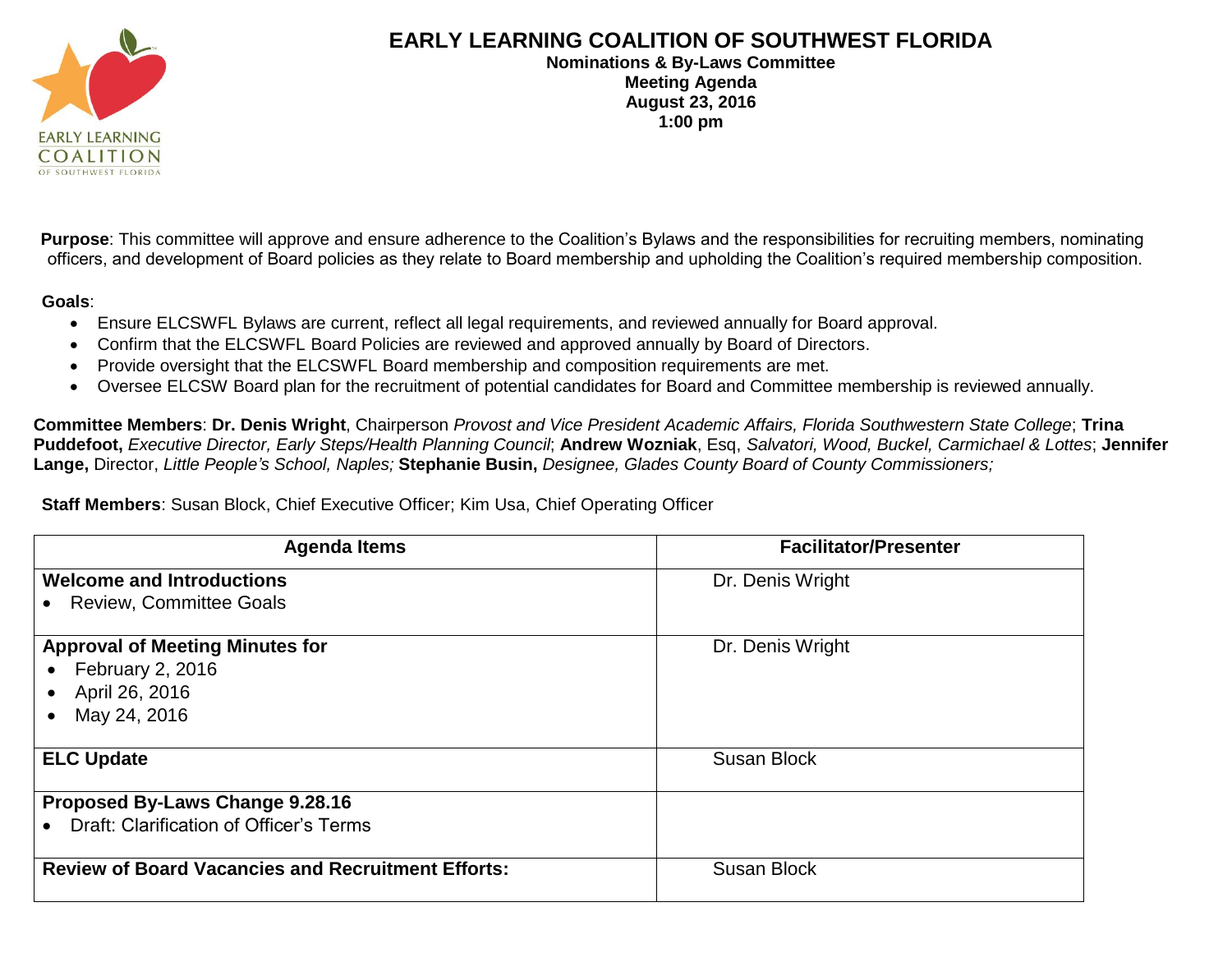# EARLY LEARNING COALITION OF SOUTHWEST FLORIDA

**Nominations & By-Laws Committee**
**Meeting Agenda**
**August 23, 2016**
**1:00 pm**

**Purpose**: This committee will approve and ensure adherence to the Coalition's Bylaws and the responsibilities for recruiting members, nominating officers, and development of Board policies as they relate to Board membership and upholding the Coalition's required membership composition.

**Goals**:

- Ensure ELCSWFL Bylaws are current, reflect all legal requirements, and reviewed annually for Board approval.
- Confirm that the ELCSWFL Board Policies are reviewed and approved annually by Board of Directors.
- Provide oversight that the ELCSWFL Board membership and composition requirements are met.
- Oversee ELCSW Board plan for the recruitment of potential candidates for Board and Committee membership is reviewed annually.

**Committee Members**: **Dr. Denis Wright**, Chairperson *Provost and Vice President Academic Affairs, Florida Southwestern State College*; **Trina Puddefoot,** *Executive Director, Early Steps/Health Planning Council*; **Andrew Wozniak**, Esq, *Salvatori, Wood, Buckel, Carmichael & Lottes*; **Jennifer Lange,** Director, *Little People's School, Naples;* **Stephanie Busin,** *Designee, Glades County Board of County Commissioners;*

**Staff Members**: Susan Block, Chief Executive Officer; Kim Usa, Chief Operating Officer

| Agenda Items | Facilitator/Presenter |
|---|---|
| **Welcome and Introductions**<br>• Review, Committee Goals | Dr. Denis Wright |
| **Approval of Meeting Minutes for**<br>• February 2, 2016<br>• April 26, 2016<br>• May 24, 2016 | Dr. Denis Wright |
| **ELC Update** | Susan Block |
| **Proposed By-Laws Change 9.28.16**<br>• Draft: Clarification of Officer's Terms | |
| **Review of Board Vacancies and Recruitment Efforts:** | Susan Block |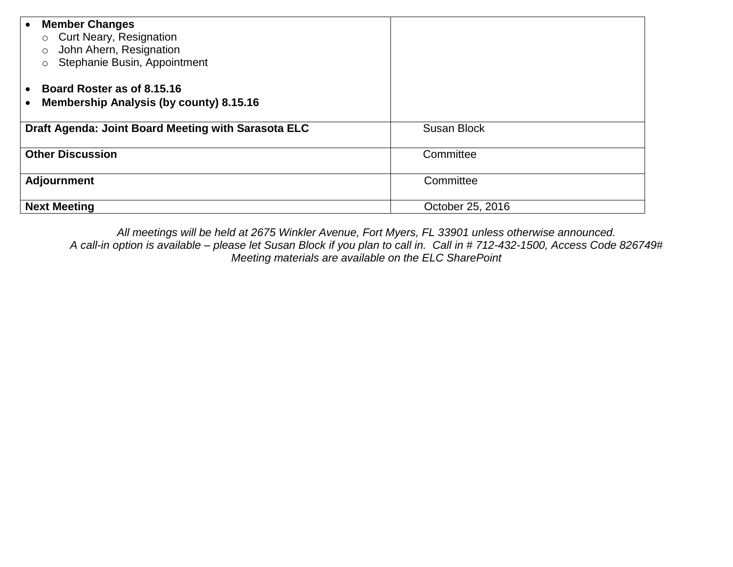| | |
|---|---|
| • **Member Changes**<br>  ○ Curt Neary, Resignation<br>  ○ John Ahern, Resignation<br>  ○ Stephanie Busin, Appointment<br><br>• **Board Roster as of 8.15.16**<br>• **Membership Analysis (by county) 8.15.16** | |
| **Draft Agenda: Joint Board Meeting with Sarasota ELC** | Susan Block |
| **Other Discussion** | Committee |
| **Adjournment** | Committee |
| **Next Meeting** | October 25, 2016 |

*All meetings will be held at 2675 Winkler Avenue, Fort Myers, FL 33901 unless otherwise announced.*
*A call-in option is available – please let Susan Block if you plan to call in. Call in # 712-432-1500, Access Code 826749#*
*Meeting materials are available on the ELC SharePoint*